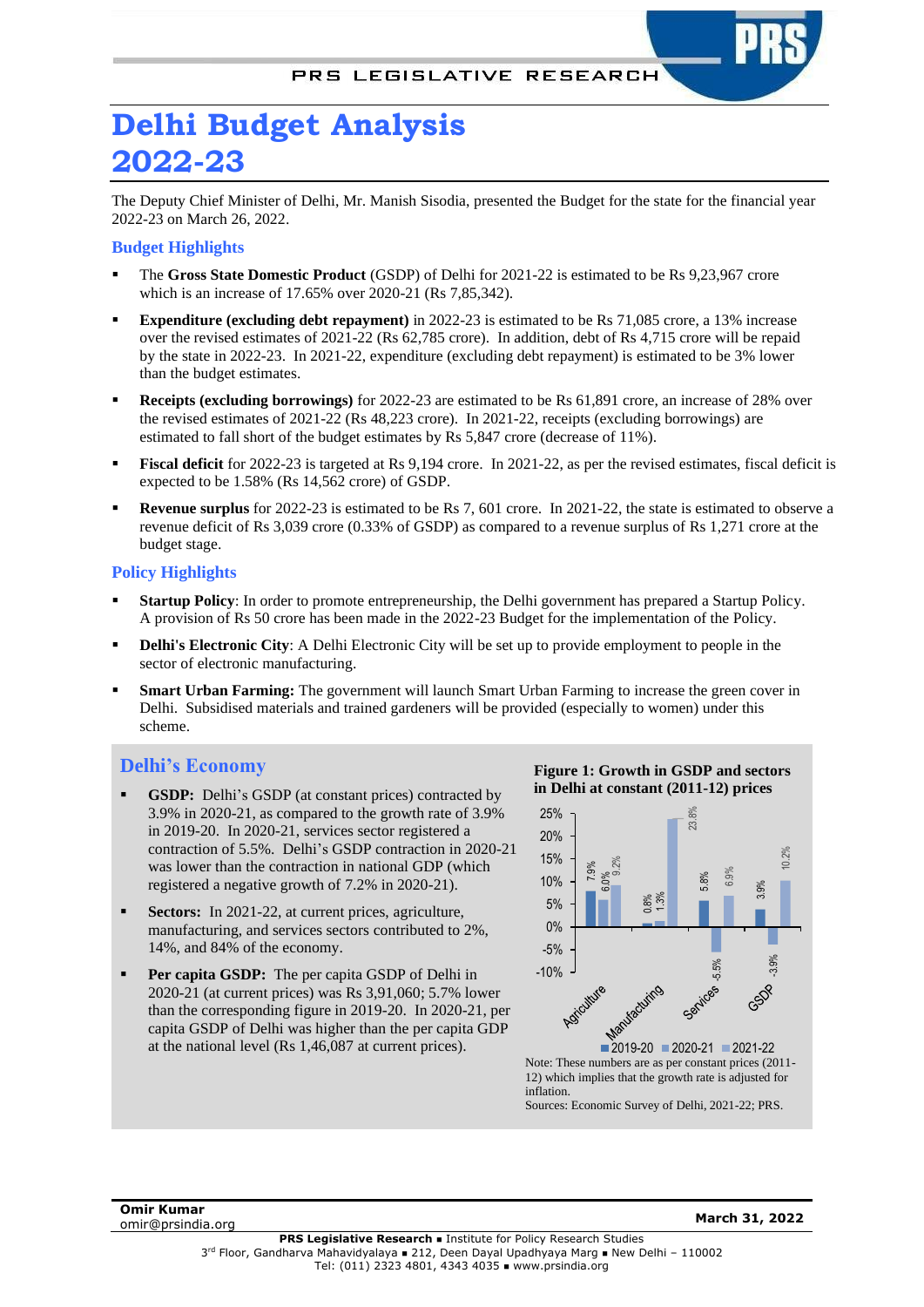# Delhi Budget Analysis 2022-23

The Deputy Chief Minister of Delhi, Mr. Manish Sisodia, presented the Budget for the state for the financial year 2022-23 on March 26, 2022.

## Budget Highlights

- The **Gross State Domestic Product** (GSDP) of Delhi for 2021-22 is estimated to be Rs 9,23,967 crore which is an increase of 17.65% over 2020-21 (Rs 7,85,342).
- **Expenditure (excluding debt repayment)** in 2022-23 is estimated to be Rs 71,085 crore, a 13% increase over the revised estimates of 2021-22 (Rs 62,785 crore). In addition, debt of Rs 4,715 crore will be repaid by the state in 2022-23. In 2021-22, expenditure (excluding debt repayment) is estimated to be 3% lower than the budget estimates.
- **Receipts (excluding borrowings)** for 2022-23 are estimated to be Rs 61,891 crore, an increase of 28% over the revised estimates of 2021-22 (Rs 48,223 crore). In 2021-22, receipts (excluding borrowings) are estimated to fall short of the budget estimates by Rs 5,847 crore (decrease of 11%).
- **Fiscal deficit** for 2022-23 is targeted at Rs 9,194 crore. In 2021-22, as per the revised estimates, fiscal deficit is expected to be 1.58% (Rs 14,562 crore) of GSDP.
- **Revenue surplus** for 2022-23 is estimated to be Rs 7, 601 crore. In 2021-22, the state is estimated to observe a revenue deficit of Rs 3,039 crore (0.33% of GSDP) as compared to a revenue surplus of Rs 1,271 crore at the budget stage.

## Policy Highlights

- **Startup Policy**: In order to promote entrepreneurship, the Delhi government has prepared a Startup Policy. A provision of Rs 50 crore has been made in the 2022-23 Budget for the implementation of the Policy.
- **Delhi's Electronic City**: A Delhi Electronic City will be set up to provide employment to people in the sector of electronic manufacturing.
- **Smart Urban Farming:** The government will launch Smart Urban Farming to increase the green cover in Delhi. Subsidised materials and trained gardeners will be provided (especially to women) under this scheme.

## Delhi's Economy

- **GSDP:** Delhi's GSDP (at constant prices) contracted by 3.9% in 2020-21, as compared to the growth rate of 3.9% in 2019-20. In 2020-21, services sector registered a contraction of 5.5%. Delhi's GSDP contraction in 2020-21 was lower than the contraction in national GDP (which registered a negative growth of 7.2% in 2020-21).
- **Sectors:** In 2021-22, at current prices, agriculture, manufacturing, and services sectors contributed to 2%, 14%, and 84% of the economy.
- **Per capita GSDP:** The per capita GSDP of Delhi in 2020-21 (at current prices) was Rs 3,91,060; 5.7% lower than the corresponding figure in 2019-20. In 2020-21, per capita GSDP of Delhi was higher than the per capita GDP at the national level (Rs 1,46,087 at current prices).

**Figure 1: Growth in GSDP and sectors in Delhi at constant (2011-12) prices**

| | 2019-20 | 2020-21 | 2021-22 |
|---|---|---|---|
| Agriculture | 7.9% | 6.0% | 9.2% |
| Manufacturing | | 0.8% | 1.3% | 23.8% |
| Services | 5.8% | -5.5% | 6.9% |
| GSDP | 3.9% | -3.9% | 10.2% |

Note: These numbers are as per constant prices (2011-12) which implies that the growth rate is adjusted for inflation.

Sources: Economic Survey of Delhi, 2021-22; PRS.

Omir Kumar
omir@prsindia.org

March 31, 2022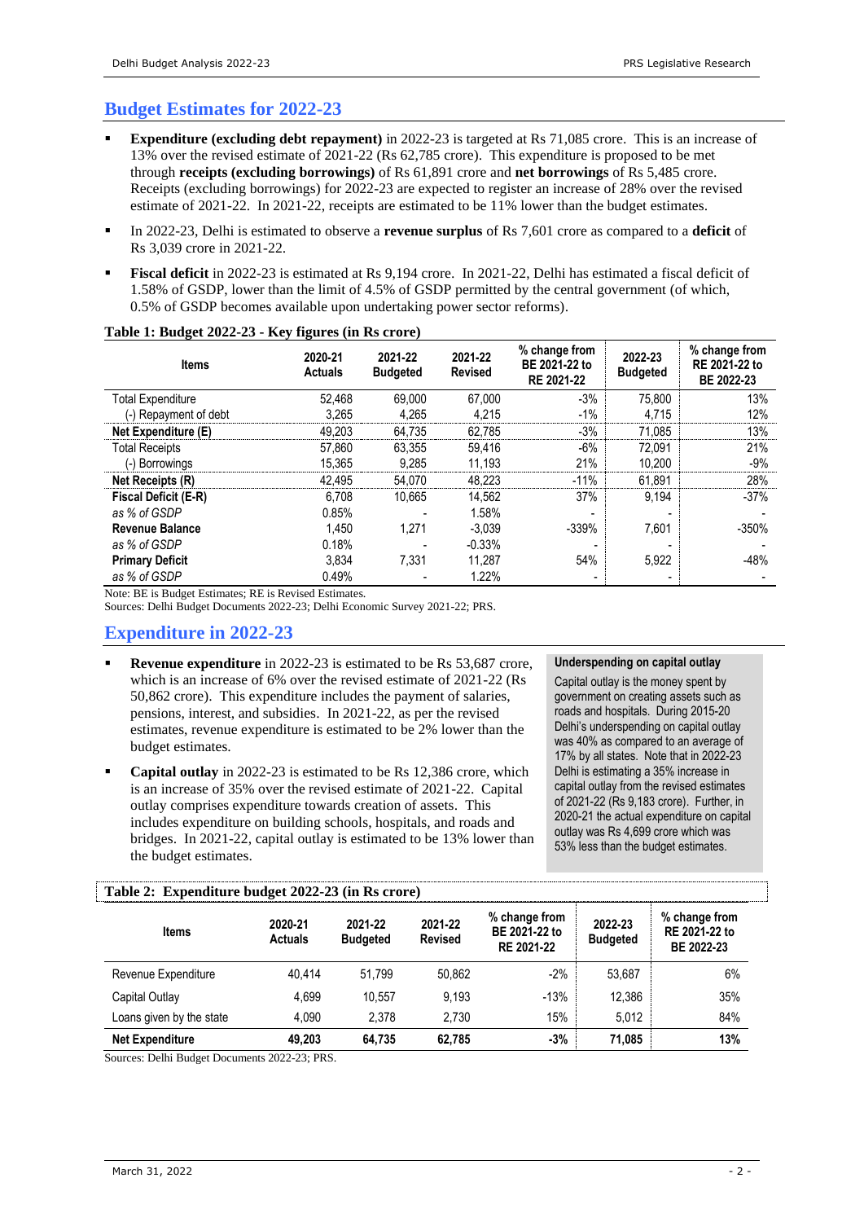## Budget Estimates for 2022-23

- **Expenditure (excluding debt repayment)** in 2022-23 is targeted at Rs 71,085 crore. This is an increase of 13% over the revised estimate of 2021-22 (Rs 62,785 crore). This expenditure is proposed to be met through **receipts (excluding borrowings)** of Rs 61,891 crore and **net borrowings** of Rs 5,485 crore. Receipts (excluding borrowings) for 2022-23 are expected to register an increase of 28% over the revised estimate of 2021-22. In 2021-22, receipts are estimated to be 11% lower than the budget estimates.
- In 2022-23, Delhi is estimated to observe a **revenue surplus** of Rs 7,601 crore as compared to a **deficit** of Rs 3,039 crore in 2021-22.
- **Fiscal deficit** in 2022-23 is estimated at Rs 9,194 crore. In 2021-22, Delhi has estimated a fiscal deficit of 1.58% of GSDP, lower than the limit of 4.5% of GSDP permitted by the central government (of which, 0.5% of GSDP becomes available upon undertaking power sector reforms).

**Table 1: Budget 2022-23 - Key figures (in Rs crore)**

| Items | 2020-21 Actuals | 2021-22 Budgeted | 2021-22 Revised | % change from BE 2021-22 to RE 2021-22 | 2022-23 Budgeted | % change from RE 2021-22 to BE 2022-23 |
|---|---|---|---|---|---|---|
| Total Expenditure | 52,468 | 69,000 | 67,000 | -3% | 75,800 | 13% |
| (-) Repayment of debt | 3,265 | 4,265 | 4,215 | -1% | 4,715 | 12% |
| **Net Expenditure (E)** | 49,203 | 64,735 | 62,785 | -3% | 71,085 | 13% |
| Total Receipts | 57,860 | 63,355 | 59,416 | -6% | 72,091 | 21% |
| (-) Borrowings | 15,365 | 9,285 | 11,193 | 21% | 10,200 | -9% |
| **Net Receipts (R)** | 42,495 | 54,070 | 48,223 | -11% | 61,891 | 28% |
| **Fiscal Deficit (E-R)** | 6,708 | 10,665 | 14,562 | 37% | 9,194 | -37% |
| *as % of GSDP* | 0.85% | - | 1.58% | - | - | - |
| **Revenue Balance** | 1,450 | 1,271 | -3,039 | -339% | 7,601 | -350% |
| *as % of GSDP* | 0.18% | - | -0.33% | - | - | - |
| **Primary Deficit** | 3,834 | 7,331 | 11,287 | 54% | 5,922 | -48% |
| *as % of GSDP* | 0.49% | - | 1.22% | - | - | - |

Note: BE is Budget Estimates; RE is Revised Estimates.
Sources: Delhi Budget Documents 2022-23; Delhi Economic Survey 2021-22; PRS.

## Expenditure in 2022-23

- **Revenue expenditure** in 2022-23 is estimated to be Rs 53,687 crore, which is an increase of 6% over the revised estimate of 2021-22 (Rs 50,862 crore). This expenditure includes the payment of salaries, pensions, interest, and subsidies. In 2021-22, as per the revised estimates, revenue expenditure is estimated to be 2% lower than the budget estimates.
- **Capital outlay** in 2022-23 is estimated to be Rs 12,386 crore, which is an increase of 35% over the revised estimate of 2021-22. Capital outlay comprises expenditure towards creation of assets. This includes expenditure on building schools, hospitals, and roads and bridges. In 2021-22, capital outlay is estimated to be 13% lower than the budget estimates.

**Underspending on capital outlay**

Capital outlay is the money spent by government on creating assets such as roads and hospitals. During 2015-20 Delhi's underspending on capital outlay was 40% as compared to an average of 17% by all states. Note that in 2022-23 Delhi is estimating a 35% increase in capital outlay from the revised estimates of 2021-22 (Rs 9,183 crore). Further, in 2020-21 the actual expenditure on capital outlay was Rs 4,699 crore which was 53% less than the budget estimates.

**Table 2: Expenditure budget 2022-23 (in Rs crore)**

| Items | 2020-21 Actuals | 2021-22 Budgeted | 2021-22 Revised | % change from BE 2021-22 to RE 2021-22 | 2022-23 Budgeted | % change from RE 2021-22 to BE 2022-23 |
|---|---|---|---|---|---|---|
| Revenue Expenditure | 40,414 | 51,799 | 50,862 | -2% | 53,687 | 6% |
| Capital Outlay | 4,699 | 10,557 | 9,193 | -13% | 12,386 | 35% |
| Loans given by the state | 4,090 | 2,378 | 2,730 | 15% | 5,012 | 84% |
| **Net Expenditure** | **49,203** | **64,735** | **62,785** | **-3%** | **71,085** | **13%** |

Sources: Delhi Budget Documents 2022-23; PRS.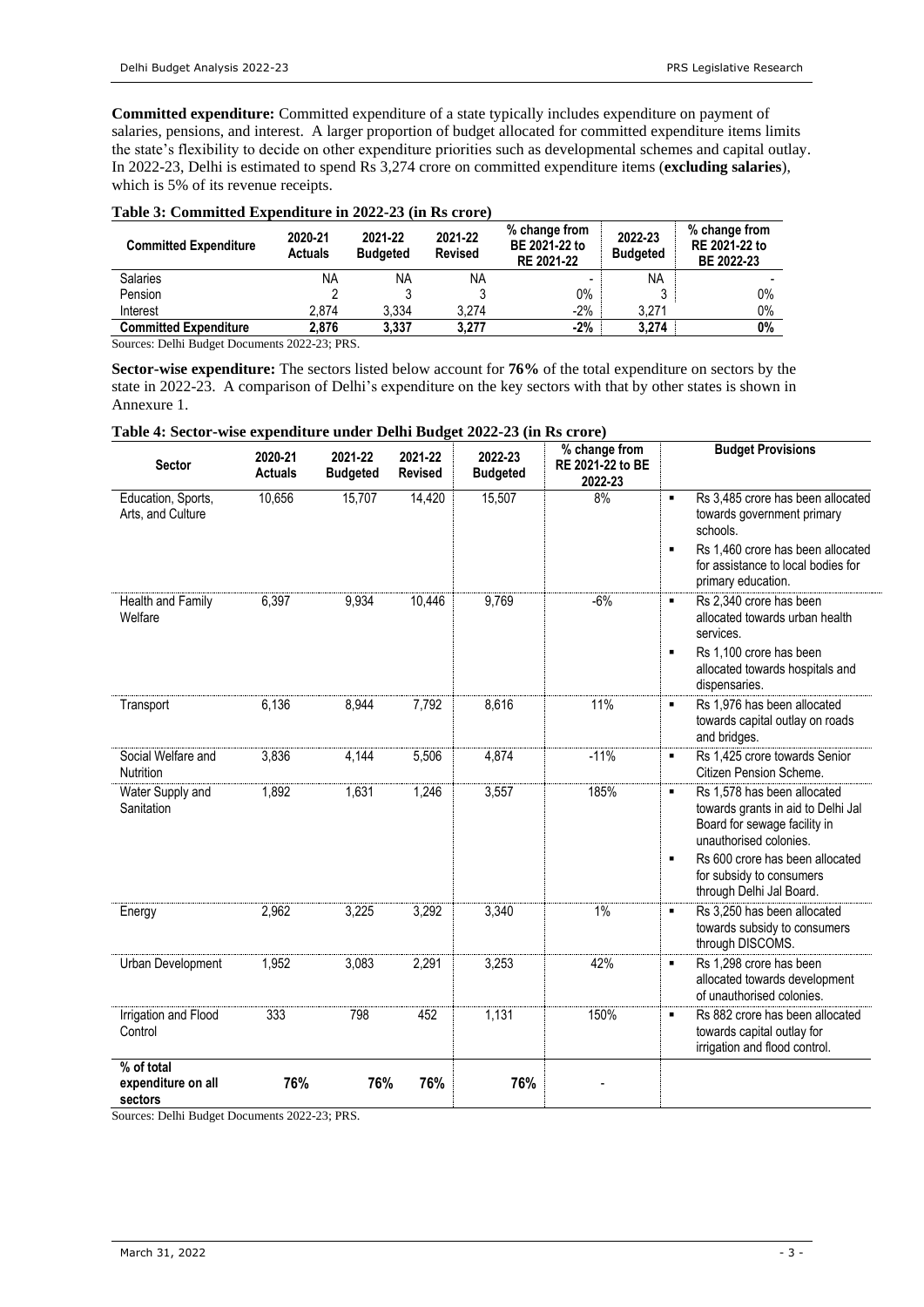**Committed expenditure:** Committed expenditure of a state typically includes expenditure on payment of salaries, pensions, and interest. A larger proportion of budget allocated for committed expenditure items limits the state's flexibility to decide on other expenditure priorities such as developmental schemes and capital outlay. In 2022-23, Delhi is estimated to spend Rs 3,274 crore on committed expenditure items (**excluding salaries**), which is 5% of its revenue receipts.

**Table 3: Committed Expenditure in 2022-23 (in Rs crore)**

| Committed Expenditure | 2020-21 Actuals | 2021-22 Budgeted | 2021-22 Revised | % change from BE 2021-22 to RE 2021-22 | 2022-23 Budgeted | % change from RE 2021-22 to BE 2022-23 |
|---|---|---|---|---|---|---|
| Salaries | NA | NA | NA | - | NA | - |
| Pension | 2 | 3 | 3 | 0% | 3 | 0% |
| Interest | 2,874 | 3,334 | 3,274 | -2% | 3,271 | 0% |
| **Committed Expenditure** | **2,876** | **3,337** | **3,277** | **-2%** | **3,274** | **0%** |

Sources: Delhi Budget Documents 2022-23; PRS.

**Sector-wise expenditure:** The sectors listed below account for **76%** of the total expenditure on sectors by the state in 2022-23. A comparison of Delhi's expenditure on the key sectors with that by other states is shown in Annexure 1.

**Table 4: Sector-wise expenditure under Delhi Budget 2022-23 (in Rs crore)**

| Sector | 2020-21 Actuals | 2021-22 Budgeted | 2021-22 Revised | 2022-23 Budgeted | % change from RE 2021-22 to BE 2022-23 | Budget Provisions |
|---|---|---|---|---|---|---|
| Education, Sports, Arts, and Culture | 10,656 | 15,707 | 14,420 | 15,507 | 8% | ▪ Rs 3,485 crore has been allocated towards government primary schools.<br>▪ Rs 1,460 crore has been allocated for assistance to local bodies for primary education. |
| Health and Family Welfare | 6,397 | 9,934 | 10,446 | 9,769 | -6% | ▪ Rs 2,340 crore has been allocated towards urban health services.<br>▪ Rs 1,100 crore has been allocated towards hospitals and dispensaries. |
| Transport | 6,136 | 8,944 | 7,792 | 8,616 | 11% | ▪ Rs 1,976 has been allocated towards capital outlay on roads and bridges. |
| Social Welfare and Nutrition | 3,836 | 4,144 | 5,506 | 4,874 | -11% | ▪ Rs 1,425 crore towards Senior Citizen Pension Scheme. |
| Water Supply and Sanitation | 1,892 | 1,631 | 1,246 | 3,557 | 185% | ▪ Rs 1,578 has been allocated towards grants in aid to Delhi Jal Board for sewage facility in unauthorised colonies.<br>▪ Rs 600 crore has been allocated for subsidy to consumers through Delhi Jal Board. |
| Energy | 2,962 | 3,225 | 3,292 | 3,340 | 1% | ▪ Rs 3,250 has been allocated towards subsidy to consumers through DISCOMS. |
| Urban Development | 1,952 | 3,083 | 2,291 | 3,253 | 42% | ▪ Rs 1,298 crore has been allocated towards development of unauthorised colonies. |
| Irrigation and Flood Control | 333 | 798 | 452 | 1,131 | 150% | ▪ Rs 882 crore has been allocated towards capital outlay for irrigation and flood control. |
| **% of total expenditure on all sectors** | **76%** | **76%** | **76%** | **76%** | - | |

Sources: Delhi Budget Documents 2022-23; PRS.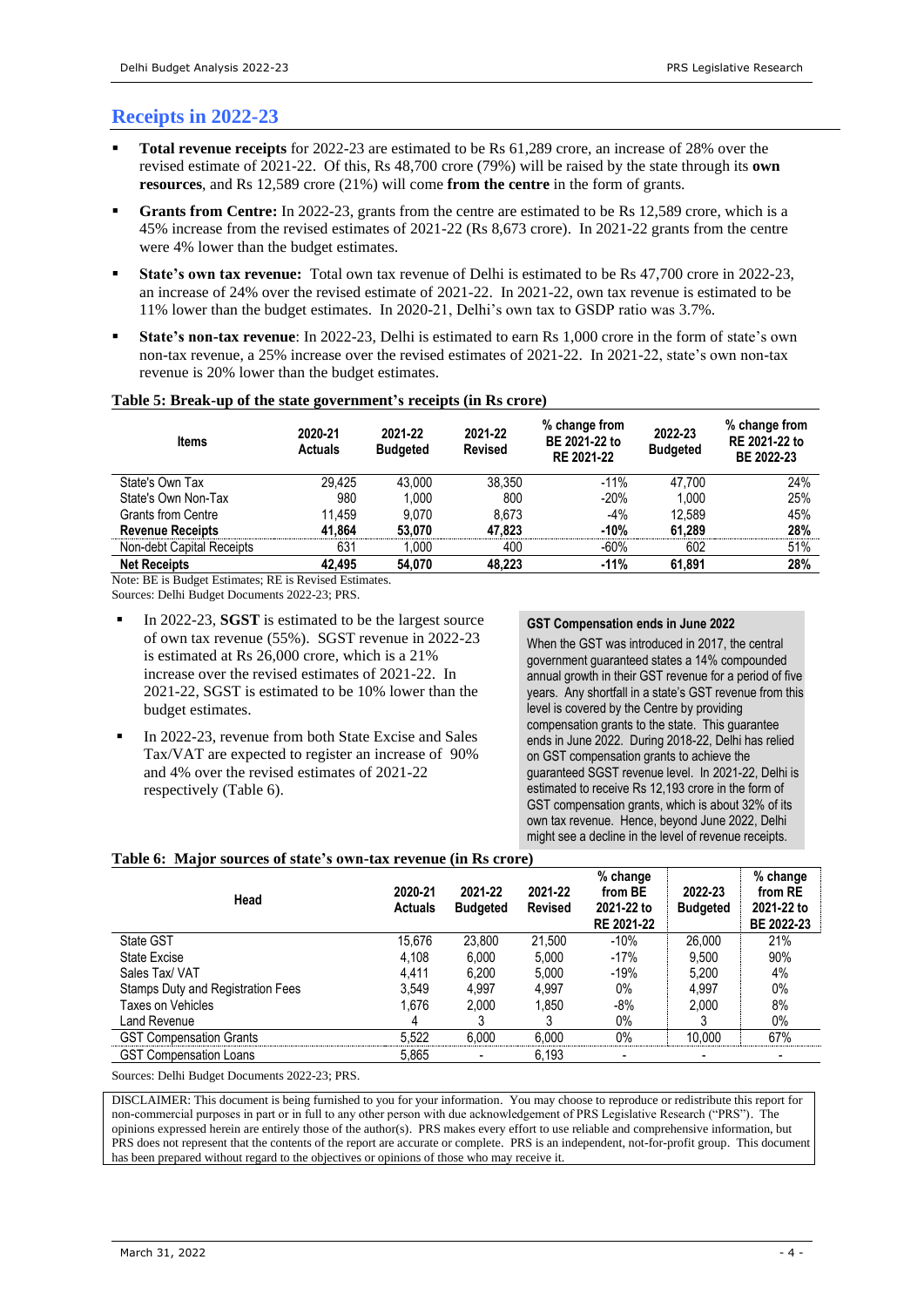## Receipts in 2022-23

- **Total revenue receipts** for 2022-23 are estimated to be Rs 61,289 crore, an increase of 28% over the revised estimate of 2021-22. Of this, Rs 48,700 crore (79%) will be raised by the state through its **own resources**, and Rs 12,589 crore (21%) will come **from the centre** in the form of grants.
- **Grants from Centre:** In 2022-23, grants from the centre are estimated to be Rs 12,589 crore, which is a 45% increase from the revised estimates of 2021-22 (Rs 8,673 crore). In 2021-22 grants from the centre were 4% lower than the budget estimates.
- **State's own tax revenue:** Total own tax revenue of Delhi is estimated to be Rs 47,700 crore in 2022-23, an increase of 24% over the revised estimate of 2021-22. In 2021-22, own tax revenue is estimated to be 11% lower than the budget estimates. In 2020-21, Delhi's own tax to GSDP ratio was 3.7%.
- **State's non-tax revenue**: In 2022-23, Delhi is estimated to earn Rs 1,000 crore in the form of state's own non-tax revenue, a 25% increase over the revised estimates of 2021-22. In 2021-22, state's own non-tax revenue is 20% lower than the budget estimates.

**Table 5: Break-up of the state government's receipts (in Rs crore)**

| Items | 2020-21 Actuals | 2021-22 Budgeted | 2021-22 Revised | % change from BE 2021-22 to RE 2021-22 | 2022-23 Budgeted | % change from RE 2021-22 to BE 2022-23 |
|---|---|---|---|---|---|---|
| State's Own Tax | 29,425 | 43,000 | 38,350 | -11% | 47,700 | 24% |
| State's Own Non-Tax | 980 | 1,000 | 800 | -20% | 1,000 | 25% |
| Grants from Centre | 11,459 | 9,070 | 8,673 | -4% | 12,589 | 45% |
| **Revenue Receipts** | **41,864** | **53,070** | **47,823** | **-10%** | **61,289** | **28%** |
| Non-debt Capital Receipts | 631 | 1,000 | 400 | -60% | 602 | 51% |
| **Net Receipts** | **42,495** | **54,070** | **48,223** | **-11%** | **61,891** | **28%** |

Note: BE is Budget Estimates; RE is Revised Estimates.
Sources: Delhi Budget Documents 2022-23; PRS.

- In 2022-23, **SGST** is estimated to be the largest source of own tax revenue (55%). SGST revenue in 2022-23 is estimated at Rs 26,000 crore, which is a 21% increase over the revised estimates of 2021-22. In 2021-22, SGST is estimated to be 10% lower than the budget estimates.
- In 2022-23, revenue from both State Excise and Sales Tax/VAT are expected to register an increase of 90% and 4% over the revised estimates of 2021-22 respectively (Table 6).

**GST Compensation ends in June 2022**

When the GST was introduced in 2017, the central government guaranteed states a 14% compounded annual growth in their GST revenue for a period of five years. Any shortfall in a state's GST revenue from this level is covered by the Centre by providing compensation grants to the state. This guarantee ends in June 2022. During 2018-22, Delhi has relied on GST compensation grants to achieve the guaranteed SGST revenue level. In 2021-22, Delhi is estimated to receive Rs 12,193 crore in the form of GST compensation grants, which is about 32% of its own tax revenue. Hence, beyond June 2022, Delhi might see a decline in the level of revenue receipts.

**Table 6: Major sources of state's own-tax revenue (in Rs crore)**

| Head | 2020-21 Actuals | 2021-22 Budgeted | 2021-22 Revised | % change from BE 2021-22 to RE 2021-22 | 2022-23 Budgeted | % change from RE 2021-22 to BE 2022-23 |
|---|---|---|---|---|---|---|
| State GST | 15,676 | 23,800 | 21,500 | -10% | 26,000 | 21% |
| State Excise | 4,108 | 6,000 | 5,000 | -17% | 9,500 | 90% |
| Sales Tax/ VAT | 4,411 | 6,200 | 5,000 | -19% | 5,200 | 4% |
| Stamps Duty and Registration Fees | 3,549 | 4,997 | 4,997 | 0% | 4,997 | 0% |
| Taxes on Vehicles | 1,676 | 2,000 | 1,850 | -8% | 2,000 | 8% |
| Land Revenue | 4 | 3 | 3 | 0% | 3 | 0% |
| GST Compensation Grants | 5,522 | 6,000 | 6,000 | 0% | 10,000 | 67% |
| GST Compensation Loans | 5,865 | - | 6,193 | - | - | - |

Sources: Delhi Budget Documents 2022-23; PRS.

DISCLAIMER: This document is being furnished to you for your information. You may choose to reproduce or redistribute this report for non-commercial purposes in part or in full to any other person with due acknowledgement of PRS Legislative Research ("PRS"). The opinions expressed herein are entirely those of the author(s). PRS makes every effort to use reliable and comprehensive information, but PRS does not represent that the contents of the report are accurate or complete. PRS is an independent, not-for-profit group. This document has been prepared without regard to the objectives or opinions of those who may receive it.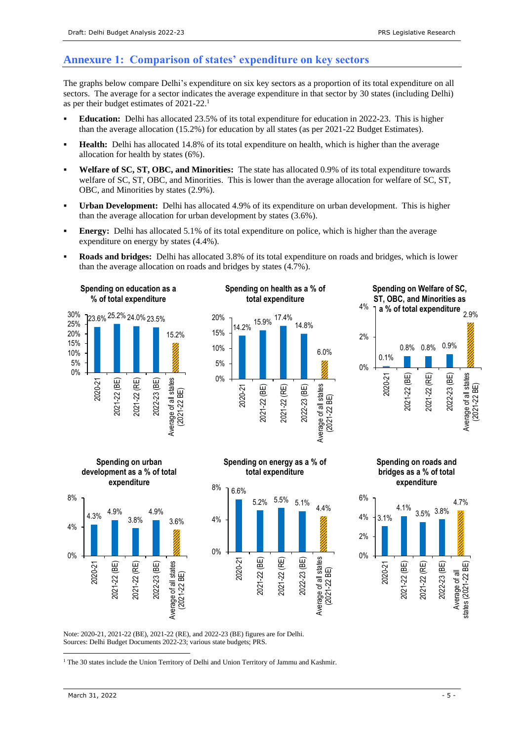## Annexure 1: Comparison of states' expenditure on key sectors

The graphs below compare Delhi's expenditure on six key sectors as a proportion of its total expenditure on all sectors. The average for a sector indicates the average expenditure in that sector by 30 states (including Delhi) as per their budget estimates of 2021-22.[1]

- **Education:** Delhi has allocated 23.5% of its total expenditure for education in 2022-23. This is higher than the average allocation (15.2%) for education by all states (as per 2021-22 Budget Estimates).
- **Health:** Delhi has allocated 14.8% of its total expenditure on health, which is higher than the average allocation for health by states (6%).
- **Welfare of SC, ST, OBC, and Minorities:** The state has allocated 0.9% of its total expenditure towards welfare of SC, ST, OBC, and Minorities. This is lower than the average allocation for welfare of SC, ST, OBC, and Minorities by states (2.9%).
- **Urban Development:** Delhi has allocated 4.9% of its expenditure on urban development. This is higher than the average allocation for urban development by states (3.6%).
- **Energy:** Delhi has allocated 5.1% of its total expenditure on police, which is higher than the average expenditure on energy by states (4.4%).
- **Roads and bridges:** Delhi has allocated 3.8% of its total expenditure on roads and bridges, which is lower than the average allocation on roads and bridges by states (4.7%).

**Spending on education as a % of total expenditure**

| 2020-21 | 2021-22 (BE) | 2021-22 (RE) | 2022-23 (BE) | Average of all states (2021-22 BE) |
|---|---|---|---|---|
| 23.6% | 25.2% | 24.0% | 23.5% | 15.2% |

**Spending on health as a % of total expenditure**

| 2020-21 | 2021-22 (BE) | 2021-22 (RE) | 2022-23 (BE) | Average of all states (2021-22 BE) |
|---|---|---|---|---|
| 14.2% | 15.9% | 17.4% | 14.8% | 6.0% |

**Spending on Welfare of SC, ST, OBC, and Minorities as a % of total expenditure**

| 2020-21 | 2021-22 (BE) | 2021-22 (RE) | 2022-23 (BE) | Average of all states (2021-22 BE) |
|---|---|---|---|---|
| 0.1% | 0.8% | 0.8% | 0.9% | 2.9% |

**Spending on urban development as a % of total expenditure**

| 2020-21 | 2021-22 (BE) | 2021-22 (RE) | 2022-23 (BE) | Average of all states (2021-22 BE) |
|---|---|---|---|---|
| 4.3% | 4.9% | 3.8% | 4.9% | 3.6% |

**Spending on energy as a % of total expenditure**

| 2020-21 | 2021-22 (BE) | 2021-22 (RE) | 2022-23 (BE) | Average of all states (2021-22 BE) |
|---|---|---|---|---|
| 6.6% | 5.2% | 5.5% | 5.1% | 4.4% |

**Spending on roads and bridges as a % of total expenditure**

| 2020-21 | 2021-22 (BE) | 2021-22 (RE) | 2022-23 (BE) | Average of all states (2021-22 BE) |
|---|---|---|---|---|
| 3.1% | 4.1% | 3.5% | 3.8% | 4.7% |

Note: 2020-21, 2021-22 (BE), 2021-22 (RE), and 2022-23 (BE) figures are for Delhi.
Sources: Delhi Budget Documents 2022-23; various state budgets; PRS.

[1] The 30 states include the Union Territory of Delhi and Union Territory of Jammu and Kashmir.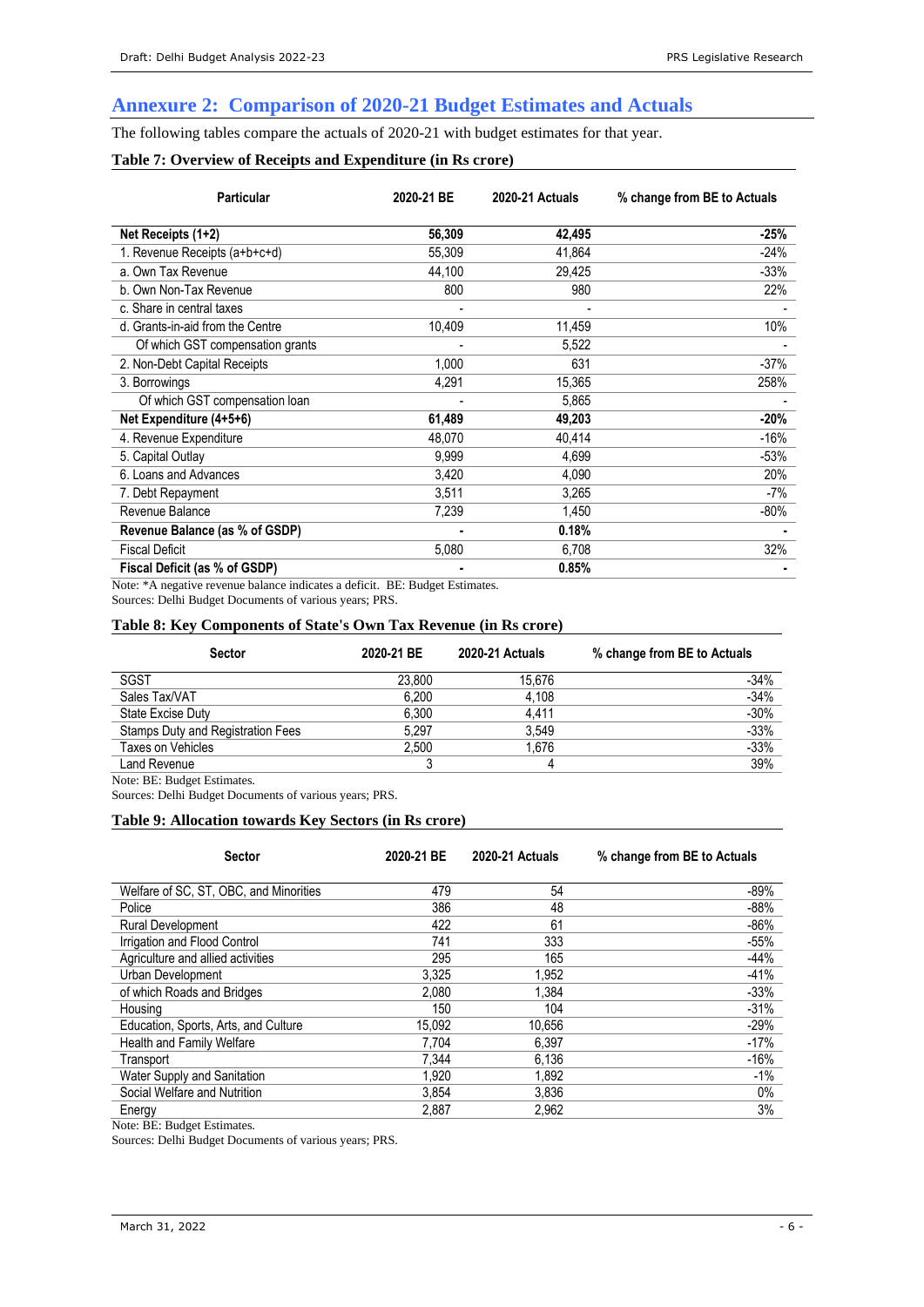## Annexure 2: Comparison of 2020-21 Budget Estimates and Actuals

The following tables compare the actuals of 2020-21 with budget estimates for that year.

### Table 7: Overview of Receipts and Expenditure (in Rs crore)

| Particular | 2020-21 BE | 2020-21 Actuals | % change from BE to Actuals |
|---|---|---|---|
| **Net Receipts (1+2)** | **56,309** | **42,495** | **-25%** |
| 1. Revenue Receipts (a+b+c+d) | 55,309 | 41,864 | -24% |
| a. Own Tax Revenue | 44,100 | 29,425 | -33% |
| b. Own Non-Tax Revenue | 800 | 980 | 22% |
| c. Share in central taxes | - | - | - |
| d. Grants-in-aid from the Centre | 10,409 | 11,459 | 10% |
| Of which GST compensation grants | - | 5,522 | - |
| 2. Non-Debt Capital Receipts | 1,000 | 631 | -37% |
| 3. Borrowings | 4,291 | 15,365 | 258% |
| Of which GST compensation loan | - | 5,865 | - |
| **Net Expenditure (4+5+6)** | **61,489** | **49,203** | **-20%** |
| 4. Revenue Expenditure | 48,070 | 40,414 | -16% |
| 5. Capital Outlay | 9,999 | 4,699 | -53% |
| 6. Loans and Advances | 3,420 | 4,090 | 20% |
| 7. Debt Repayment | 3,511 | 3,265 | -7% |
| Revenue Balance | 7,239 | 1,450 | -80% |
| **Revenue Balance (as % of GSDP)** | **-** | **0.18%** | **-** |
| Fiscal Deficit | 5,080 | 6,708 | 32% |
| **Fiscal Deficit (as % of GSDP)** | **-** | **0.85%** | **-** |

Note: *A negative revenue balance indicates a deficit. BE: Budget Estimates.
Sources: Delhi Budget Documents of various years; PRS.

### Table 8: Key Components of State's Own Tax Revenue (in Rs crore)

| Sector | 2020-21 BE | 2020-21 Actuals | % change from BE to Actuals |
|---|---|---|---|
| SGST | 23,800 | 15,676 | -34% |
| Sales Tax/VAT | 6,200 | 4,108 | -34% |
| State Excise Duty | 6,300 | 4,411 | -30% |
| Stamps Duty and Registration Fees | 5,297 | 3,549 | -33% |
| Taxes on Vehicles | 2,500 | 1,676 | -33% |
| Land Revenue | 3 | 4 | 39% |

Note: BE: Budget Estimates.
Sources: Delhi Budget Documents of various years; PRS.

### Table 9: Allocation towards Key Sectors (in Rs crore)

| Sector | 2020-21 BE | 2020-21 Actuals | % change from BE to Actuals |
|---|---|---|---|
| Welfare of SC, ST, OBC, and Minorities | 479 | 54 | -89% |
| Police | 386 | 48 | -88% |
| Rural Development | 422 | 61 | -86% |
| Irrigation and Flood Control | 741 | 333 | -55% |
| Agriculture and allied activities | 295 | 165 | -44% |
| Urban Development | 3,325 | 1,952 | -41% |
| of which Roads and Bridges | 2,080 | 1,384 | -33% |
| Housing | 150 | 104 | -31% |
| Education, Sports, Arts, and Culture | 15,092 | 10,656 | -29% |
| Health and Family Welfare | 7,704 | 6,397 | -17% |
| Transport | 7,344 | 6,136 | -16% |
| Water Supply and Sanitation | 1,920 | 1,892 | -1% |
| Social Welfare and Nutrition | 3,854 | 3,836 | 0% |
| Energy | 2,887 | 2,962 | 3% |

Note: BE: Budget Estimates.
Sources: Delhi Budget Documents of various years; PRS.